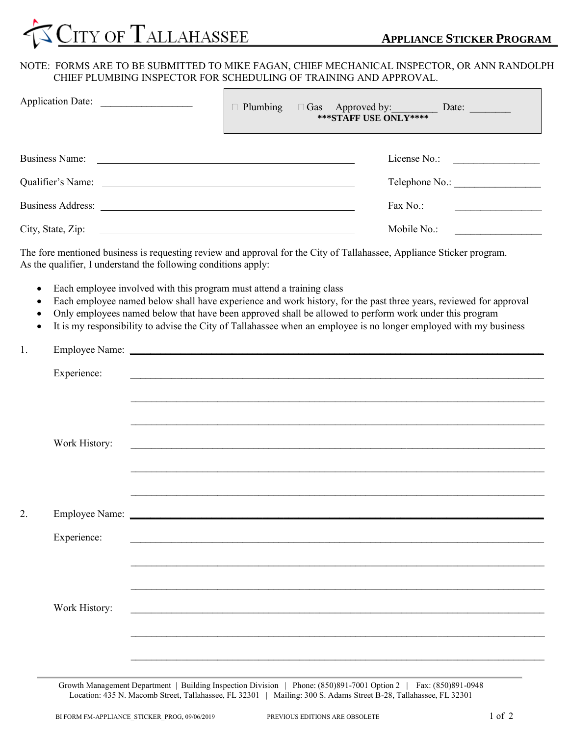# CITY OF TALLAHASSEE

## APPLIANCE STICKER PROGRAM

NOTE: FORMS ARE TO BE SUBMITTED TO MIKE FAGAN, CHIEF MECHANICAL INSPECTOR, OR ANN RANDOLPH CHIEF PLUMBING INSPECTOR FOR SCHEDULING OF TRAINING AND APPROVAL.

Application Date: ________________

> ☐ Plumbing ☐ Gas Approved by:________ Date: ________
> ***STAFF USE ONLY****

Business Name: ______________________________ License No.: ________________

Qualifier's Name: ______________________________ Telephone No.: ________________

Business Address: ______________________________ Fax No.: ________________

City, State, Zip: ______________________________ Mobile No.: ________________

The fore mentioned business is requesting review and approval for the City of Tallahassee, Appliance Sticker program. As the qualifier, I understand the following conditions apply:

- Each employee involved with this program must attend a training class
- Each employee named below shall have experience and work history, for the past three years, reviewed for approval
- Only employees named below that have been approved shall be allowed to perform work under this program
- It is my responsibility to advise the City of Tallahassee when an employee is no longer employed with my business

1. Employee Name: ____________________________________________

   Experience: ____________________________________________

   ____________________________________________

   ____________________________________________

   Work History: ____________________________________________

   ____________________________________________

   ____________________________________________

2. Employee Name: ____________________________________________

   Experience: ____________________________________________

   ____________________________________________

   ____________________________________________

   Work History: ____________________________________________

   ____________________________________________

   ____________________________________________

Growth Management Department | Building Inspection Division | Phone: (850)891-7001 Option 2 | Fax: (850)891-0948
Location: 435 N. Macomb Street, Tallahassee, FL 32301 | Mailing: 300 S. Adams Street B-28, Tallahassee, FL 32301

BI FORM FM-APPLIANCE_STICKER_PROG, 09/06/2019 PREVIOUS EDITIONS ARE OBSOLETE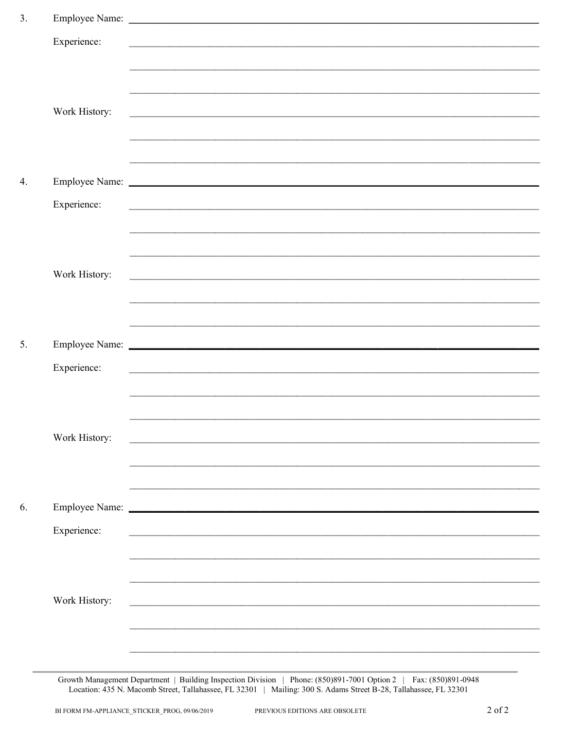3. Employee Name: ______________________________________________________________

   Experience: ______________________________________________________________

   ______________________________________________________________

   ______________________________________________________________

   Work History: ______________________________________________________________

   ______________________________________________________________

   ______________________________________________________________

4. Employee Name: ______________________________________________________________

   Experience: ______________________________________________________________

   ______________________________________________________________

   ______________________________________________________________

   Work History: ______________________________________________________________

   ______________________________________________________________

   ______________________________________________________________

5. Employee Name: ______________________________________________________________

   Experience: ______________________________________________________________

   ______________________________________________________________

   ______________________________________________________________

   Work History: ______________________________________________________________

   ______________________________________________________________

   ______________________________________________________________

6. Employee Name: ______________________________________________________________

   Experience: ______________________________________________________________

   ______________________________________________________________

   ______________________________________________________________

   Work History: ______________________________________________________________

   ______________________________________________________________

   ______________________________________________________________

Growth Management Department | Building Inspection Division | Phone: (850)891-7001 Option 2 | Fax: (850)891-0948
Location: 435 N. Macomb Street, Tallahassee, FL 32301 | Mailing: 300 S. Adams Street B-28, Tallahassee, FL 32301

BI FORM FM-APPLIANCE_STICKER_PROG, 09/06/2019 PREVIOUS EDITIONS ARE OBSOLETE